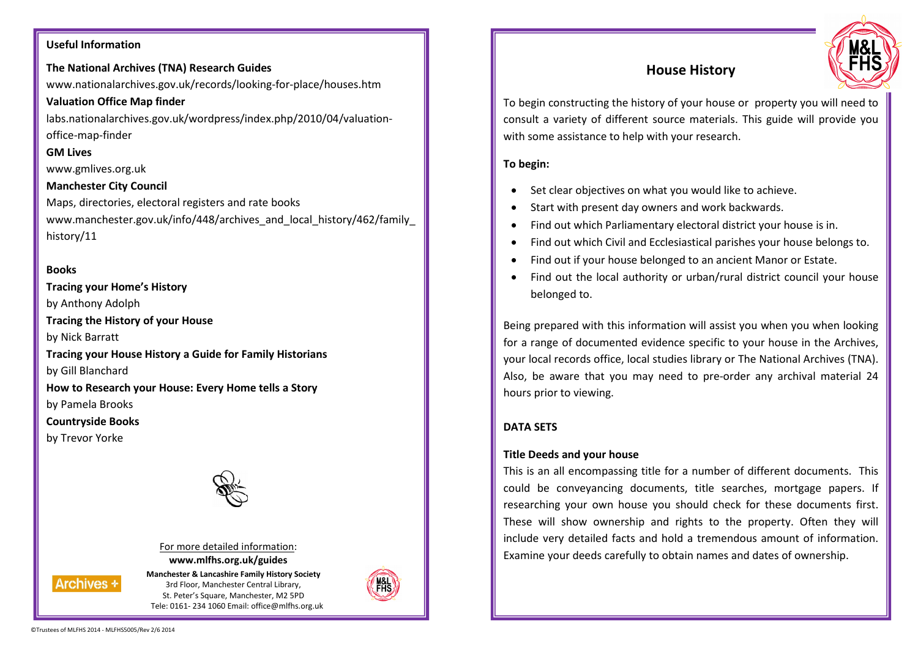**Useful Information**

**The National Archives (TNA) Research Guides**

www.nationalarchives.gov.uk/records/looking-for-place/houses.htm

**Valuation Office Map finder**

labs.nationalarchives.gov.uk/wordpress/index.php/2010/04/valuation-office-map-finder

**GM Lives**

www.gmlives.org.uk

**Manchester City Council**

Maps, directories, electoral registers and rate books

www.manchester.gov.uk/info/448/archives_and_local_history/462/family_history/11

**Books**

**Tracing your Home's History**
by Anthony Adolph

**Tracing the History of your House**
by Nick Barratt

**Tracing your House History a Guide for Family Historians**
by Gill Blanchard

**How to Research your House: Every Home tells a Story**
by Pamela Brooks

**Countryside Books**
by Trevor Yorke

For more detailed information:
**www.mlfhs.org.uk/guides**

**Manchester & Lancashire Family History Society**
3rd Floor, Manchester Central Library,
St. Peter's Square, Manchester, M2 5PD
Tele: 0161- 234 1060 Email: office@mlfhs.org.uk

©Trustees of MLFHS 2014 - MLFHS5005/Rev 2/6 2014

# House History

To begin constructing the history of your house or property you will need to consult a variety of different source materials. This guide will provide you with some assistance to help with your research.

**To begin:**

- Set clear objectives on what you would like to achieve.
- Start with present day owners and work backwards.
- Find out which Parliamentary electoral district your house is in.
- Find out which Civil and Ecclesiastical parishes your house belongs to.
- Find out if your house belonged to an ancient Manor or Estate.
- Find out the local authority or urban/rural district council your house belonged to.

Being prepared with this information will assist you when you when looking for a range of documented evidence specific to your house in the Archives, your local records office, local studies library or The National Archives (TNA). Also, be aware that you may need to pre-order any archival material 24 hours prior to viewing.

## DATA SETS

### Title Deeds and your house

This is an all encompassing title for a number of different documents. This could be conveyancing documents, title searches, mortgage papers. If researching your own house you should check for these documents first. These will show ownership and rights to the property. Often they will include very detailed facts and hold a tremendous amount of information. Examine your deeds carefully to obtain names and dates of ownership.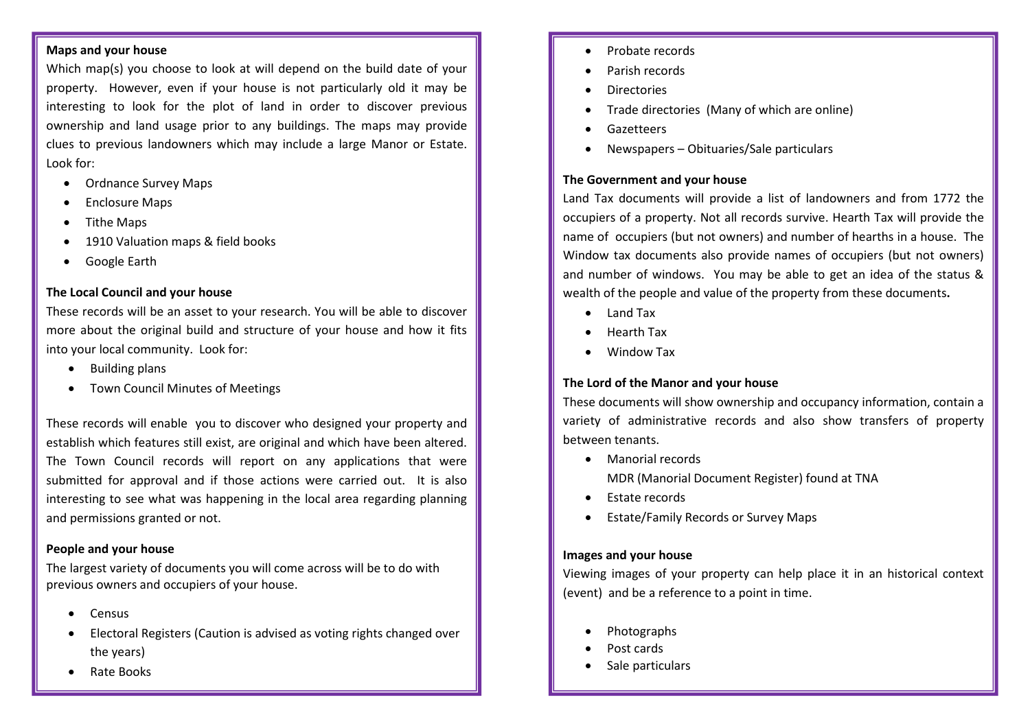**Maps and your house**

Which map(s) you choose to look at will depend on the build date of your property. However, even if your house is not particularly old it may be interesting to look for the plot of land in order to discover previous ownership and land usage prior to any buildings. The maps may provide clues to previous landowners which may include a large Manor or Estate. Look for:

- Ordnance Survey Maps
- Enclosure Maps
- Tithe Maps
- 1910 Valuation maps & field books
- Google Earth

**The Local Council and your house**

These records will be an asset to your research. You will be able to discover more about the original build and structure of your house and how it fits into your local community. Look for:

- Building plans
- Town Council Minutes of Meetings

These records will enable you to discover who designed your property and establish which features still exist, are original and which have been altered. The Town Council records will report on any applications that were submitted for approval and if those actions were carried out. It is also interesting to see what was happening in the local area regarding planning and permissions granted or not.

**People and your house**

The largest variety of documents you will come across will be to do with previous owners and occupiers of your house.

- Census
- Electoral Registers (Caution is advised as voting rights changed over the years)
- Rate Books
- Probate records
- Parish records
- Directories
- Trade directories (Many of which are online)
- Gazetteers
- Newspapers – Obituaries/Sale particulars

**The Government and your house**

Land Tax documents will provide a list of landowners and from 1772 the occupiers of a property. Not all records survive. Hearth Tax will provide the name of occupiers (but not owners) and number of hearths in a house. The Window tax documents also provide names of occupiers (but not owners) and number of windows. You may be able to get an idea of the status & wealth of the people and value of the property from these documents**.**

- Land Tax
- Hearth Tax
- Window Tax

**The Lord of the Manor and your house**

These documents will show ownership and occupancy information, contain a variety of administrative records and also show transfers of property between tenants.

- Manorial records
  MDR (Manorial Document Register) found at TNA
- Estate records
- Estate/Family Records or Survey Maps

**Images and your house**

Viewing images of your property can help place it in an historical context (event) and be a reference to a point in time.

- Photographs
- Post cards
- Sale particulars